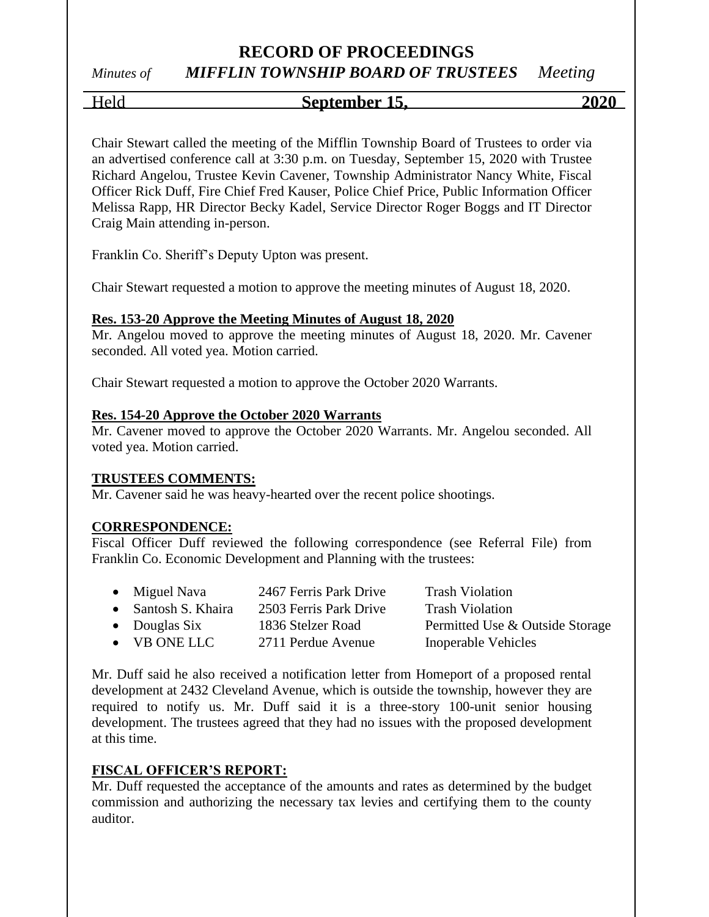# RECORD OF PROCEEDINGS

*Minutes of* ***MIFFLIN TOWNSHIP BOARD OF TRUSTEES*** *Meeting*

Held **September 15, 2020**

Chair Stewart called the meeting of the Mifflin Township Board of Trustees to order via an advertised conference call at 3:30 p.m. on Tuesday, September 15, 2020 with Trustee Richard Angelou, Trustee Kevin Cavener, Township Administrator Nancy White, Fiscal Officer Rick Duff, Fire Chief Fred Kauser, Police Chief Price, Public Information Officer Melissa Rapp, HR Director Becky Kadel, Service Director Roger Boggs and IT Director Craig Main attending in-person.

Franklin Co. Sheriff's Deputy Upton was present.

Chair Stewart requested a motion to approve the meeting minutes of August 18, 2020.

**Res. 153-20 Approve the Meeting Minutes of August 18, 2020**

Mr. Angelou moved to approve the meeting minutes of August 18, 2020. Mr. Cavener seconded. All voted yea. Motion carried.

Chair Stewart requested a motion to approve the October 2020 Warrants.

**Res. 154-20 Approve the October 2020 Warrants**

Mr. Cavener moved to approve the October 2020 Warrants. Mr. Angelou seconded. All voted yea. Motion carried.

**TRUSTEES COMMENTS:**

Mr. Cavener said he was heavy-hearted over the recent police shootings.

**CORRESPONDENCE:**

Fiscal Officer Duff reviewed the following correspondence (see Referral File) from Franklin Co. Economic Development and Planning with the trustees:

- Miguel Nava 2467 Ferris Park Drive Trash Violation
- Santosh S. Khaira 2503 Ferris Park Drive Trash Violation
- Douglas Six 1836 Stelzer Road Permitted Use & Outside Storage
- VB ONE LLC 2711 Perdue Avenue Inoperable Vehicles

Mr. Duff said he also received a notification letter from Homeport of a proposed rental development at 2432 Cleveland Avenue, which is outside the township, however they are required to notify us. Mr. Duff said it is a three-story 100-unit senior housing development. The trustees agreed that they had no issues with the proposed development at this time.

**FISCAL OFFICER'S REPORT:**

Mr. Duff requested the acceptance of the amounts and rates as determined by the budget commission and authorizing the necessary tax levies and certifying them to the county auditor.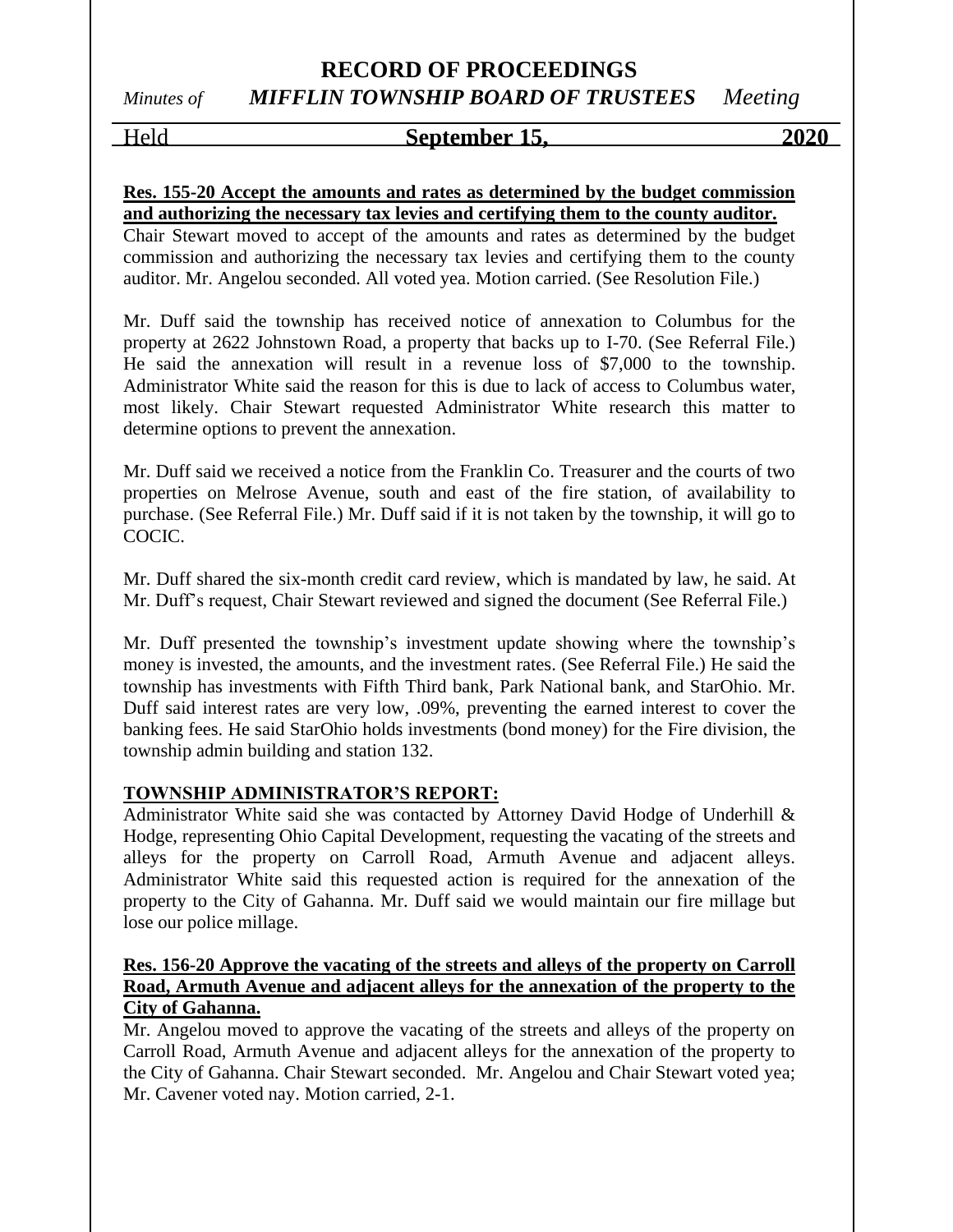**Res. 155-20 Accept the amounts and rates as determined by the budget commission and authorizing the necessary tax levies and certifying them to the county auditor.**

Chair Stewart moved to accept of the amounts and rates as determined by the budget commission and authorizing the necessary tax levies and certifying them to the county auditor. Mr. Angelou seconded. All voted yea. Motion carried. (See Resolution File.)

Mr. Duff said the township has received notice of annexation to Columbus for the property at 2622 Johnstown Road, a property that backs up to I-70. (See Referral File.) He said the annexation will result in a revenue loss of $7,000 to the township. Administrator White said the reason for this is due to lack of access to Columbus water, most likely. Chair Stewart requested Administrator White research this matter to determine options to prevent the annexation.

Mr. Duff said we received a notice from the Franklin Co. Treasurer and the courts of two properties on Melrose Avenue, south and east of the fire station, of availability to purchase. (See Referral File.) Mr. Duff said if it is not taken by the township, it will go to COCIC.

Mr. Duff shared the six-month credit card review, which is mandated by law, he said. At Mr. Duff's request, Chair Stewart reviewed and signed the document (See Referral File.)

Mr. Duff presented the township's investment update showing where the township's money is invested, the amounts, and the investment rates. (See Referral File.) He said the township has investments with Fifth Third bank, Park National bank, and StarOhio. Mr. Duff said interest rates are very low, .09%, preventing the earned interest to cover the banking fees. He said StarOhio holds investments (bond money) for the Fire division, the township admin building and station 132.

**TOWNSHIP ADMINISTRATOR'S REPORT:**

Administrator White said she was contacted by Attorney David Hodge of Underhill & Hodge, representing Ohio Capital Development, requesting the vacating of the streets and alleys for the property on Carroll Road, Armuth Avenue and adjacent alleys. Administrator White said this requested action is required for the annexation of the property to the City of Gahanna. Mr. Duff said we would maintain our fire millage but lose our police millage.

**Res. 156-20 Approve the vacating of the streets and alleys of the property on Carroll Road, Armuth Avenue and adjacent alleys for the annexation of the property to the City of Gahanna.**

Mr. Angelou moved to approve the vacating of the streets and alleys of the property on Carroll Road, Armuth Avenue and adjacent alleys for the annexation of the property to the City of Gahanna. Chair Stewart seconded. Mr. Angelou and Chair Stewart voted yea; Mr. Cavener voted nay. Motion carried, 2-1.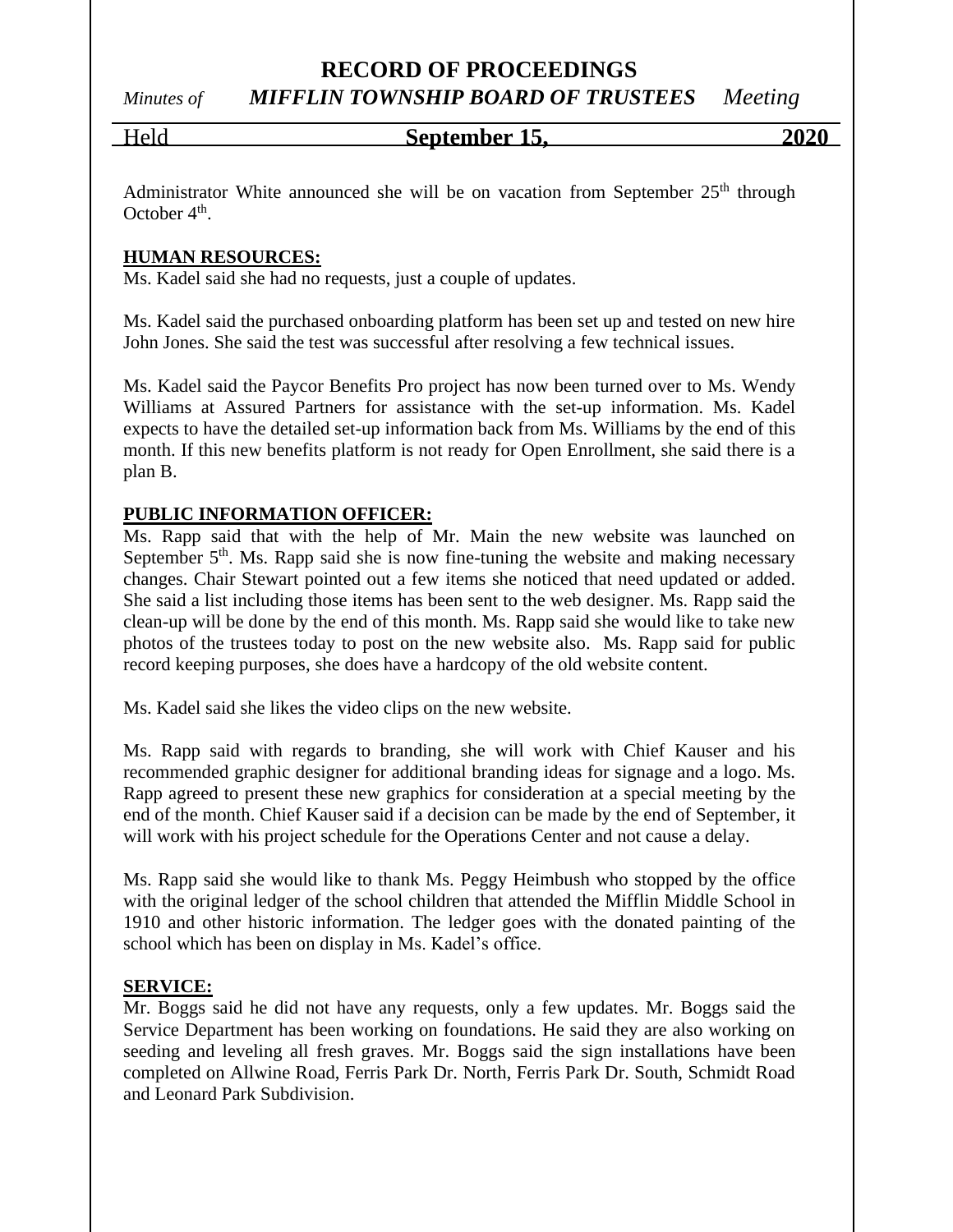Administrator White announced she will be on vacation from September 25th through October 4th.

**HUMAN RESOURCES:**

Ms. Kadel said she had no requests, just a couple of updates.

Ms. Kadel said the purchased onboarding platform has been set up and tested on new hire John Jones. She said the test was successful after resolving a few technical issues.

Ms. Kadel said the Paycor Benefits Pro project has now been turned over to Ms. Wendy Williams at Assured Partners for assistance with the set-up information. Ms. Kadel expects to have the detailed set-up information back from Ms. Williams by the end of this month. If this new benefits platform is not ready for Open Enrollment, she said there is a plan B.

**PUBLIC INFORMATION OFFICER:**

Ms. Rapp said that with the help of Mr. Main the new website was launched on September 5th. Ms. Rapp said she is now fine-tuning the website and making necessary changes. Chair Stewart pointed out a few items she noticed that need updated or added. She said a list including those items has been sent to the web designer. Ms. Rapp said the clean-up will be done by the end of this month. Ms. Rapp said she would like to take new photos of the trustees today to post on the new website also. Ms. Rapp said for public record keeping purposes, she does have a hardcopy of the old website content.

Ms. Kadel said she likes the video clips on the new website.

Ms. Rapp said with regards to branding, she will work with Chief Kauser and his recommended graphic designer for additional branding ideas for signage and a logo. Ms. Rapp agreed to present these new graphics for consideration at a special meeting by the end of the month. Chief Kauser said if a decision can be made by the end of September, it will work with his project schedule for the Operations Center and not cause a delay.

Ms. Rapp said she would like to thank Ms. Peggy Heimbush who stopped by the office with the original ledger of the school children that attended the Mifflin Middle School in 1910 and other historic information. The ledger goes with the donated painting of the school which has been on display in Ms. Kadel's office.

**SERVICE:**

Mr. Boggs said he did not have any requests, only a few updates. Mr. Boggs said the Service Department has been working on foundations. He said they are also working on seeding and leveling all fresh graves. Mr. Boggs said the sign installations have been completed on Allwine Road, Ferris Park Dr. North, Ferris Park Dr. South, Schmidt Road and Leonard Park Subdivision.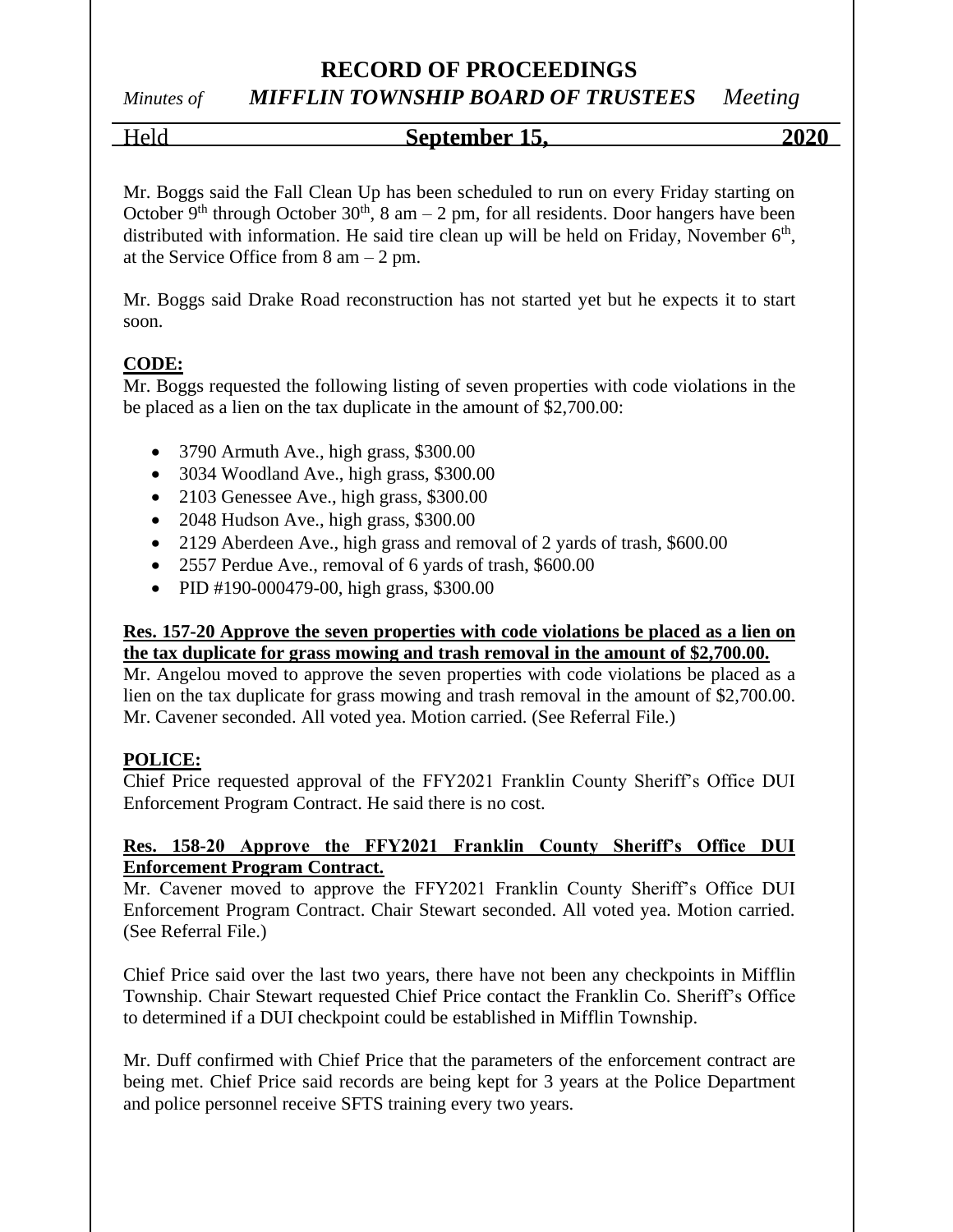Mr. Boggs said the Fall Clean Up has been scheduled to run on every Friday starting on October 9th through October 30th, 8 am – 2 pm, for all residents. Door hangers have been distributed with information. He said tire clean up will be held on Friday, November 6th, at the Service Office from 8 am – 2 pm.

Mr. Boggs said Drake Road reconstruction has not started yet but he expects it to start soon.

**CODE:**

Mr. Boggs requested the following listing of seven properties with code violations in the be placed as a lien on the tax duplicate in the amount of $2,700.00:

- 3790 Armuth Ave., high grass, $300.00
- 3034 Woodland Ave., high grass, $300.00
- 2103 Genessee Ave., high grass, $300.00
- 2048 Hudson Ave., high grass, $300.00
- 2129 Aberdeen Ave., high grass and removal of 2 yards of trash, $600.00
- 2557 Perdue Ave., removal of 6 yards of trash, $600.00
- PID #190-000479-00, high grass, $300.00

**Res. 157-20 Approve the seven properties with code violations be placed as a lien on the tax duplicate for grass mowing and trash removal in the amount of $2,700.00.**

Mr. Angelou moved to approve the seven properties with code violations be placed as a lien on the tax duplicate for grass mowing and trash removal in the amount of $2,700.00. Mr. Cavener seconded. All voted yea. Motion carried. (See Referral File.)

**POLICE:**

Chief Price requested approval of the FFY2021 Franklin County Sheriff's Office DUI Enforcement Program Contract. He said there is no cost.

**Res. 158-20 Approve the FFY2021 Franklin County Sheriff's Office DUI Enforcement Program Contract.**

Mr. Cavener moved to approve the FFY2021 Franklin County Sheriff's Office DUI Enforcement Program Contract. Chair Stewart seconded. All voted yea. Motion carried. (See Referral File.)

Chief Price said over the last two years, there have not been any checkpoints in Mifflin Township. Chair Stewart requested Chief Price contact the Franklin Co. Sheriff's Office to determined if a DUI checkpoint could be established in Mifflin Township.

Mr. Duff confirmed with Chief Price that the parameters of the enforcement contract are being met. Chief Price said records are being kept for 3 years at the Police Department and police personnel receive SFTS training every two years.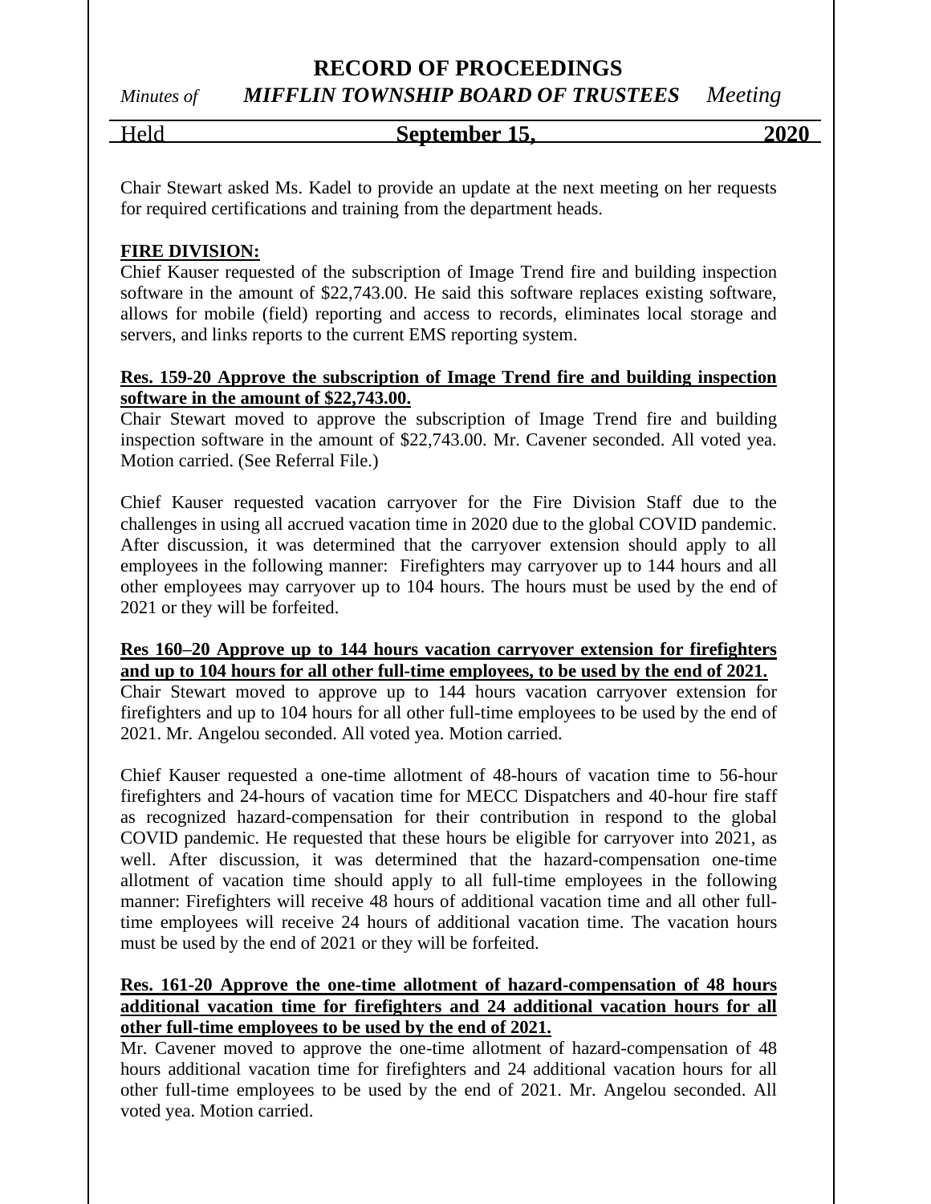Chair Stewart asked Ms. Kadel to provide an update at the next meeting on her requests for required certifications and training from the department heads.

**FIRE DIVISION:**

Chief Kauser requested of the subscription of Image Trend fire and building inspection software in the amount of $22,743.00. He said this software replaces existing software, allows for mobile (field) reporting and access to records, eliminates local storage and servers, and links reports to the current EMS reporting system.

**Res. 159-20 Approve the subscription of Image Trend fire and building inspection software in the amount of $22,743.00.**

Chair Stewart moved to approve the subscription of Image Trend fire and building inspection software in the amount of $22,743.00. Mr. Cavener seconded. All voted yea. Motion carried. (See Referral File.)

Chief Kauser requested vacation carryover for the Fire Division Staff due to the challenges in using all accrued vacation time in 2020 due to the global COVID pandemic. After discussion, it was determined that the carryover extension should apply to all employees in the following manner: Firefighters may carryover up to 144 hours and all other employees may carryover up to 104 hours. The hours must be used by the end of 2021 or they will be forfeited.

**Res 160–20 Approve up to 144 hours vacation carryover extension for firefighters and up to 104 hours for all other full-time employees, to be used by the end of 2021.**

Chair Stewart moved to approve up to 144 hours vacation carryover extension for firefighters and up to 104 hours for all other full-time employees to be used by the end of 2021. Mr. Angelou seconded. All voted yea. Motion carried.

Chief Kauser requested a one-time allotment of 48-hours of vacation time to 56-hour firefighters and 24-hours of vacation time for MECC Dispatchers and 40-hour fire staff as recognized hazard-compensation for their contribution in respond to the global COVID pandemic. He requested that these hours be eligible for carryover into 2021, as well. After discussion, it was determined that the hazard-compensation one-time allotment of vacation time should apply to all full-time employees in the following manner: Firefighters will receive 48 hours of additional vacation time and all other full-time employees will receive 24 hours of additional vacation time. The vacation hours must be used by the end of 2021 or they will be forfeited.

**Res. 161-20 Approve the one-time allotment of hazard-compensation of 48 hours additional vacation time for firefighters and 24 additional vacation hours for all other full-time employees to be used by the end of 2021.**

Mr. Cavener moved to approve the one-time allotment of hazard-compensation of 48 hours additional vacation time for firefighters and 24 additional vacation hours for all other full-time employees to be used by the end of 2021. Mr. Angelou seconded. All voted yea. Motion carried.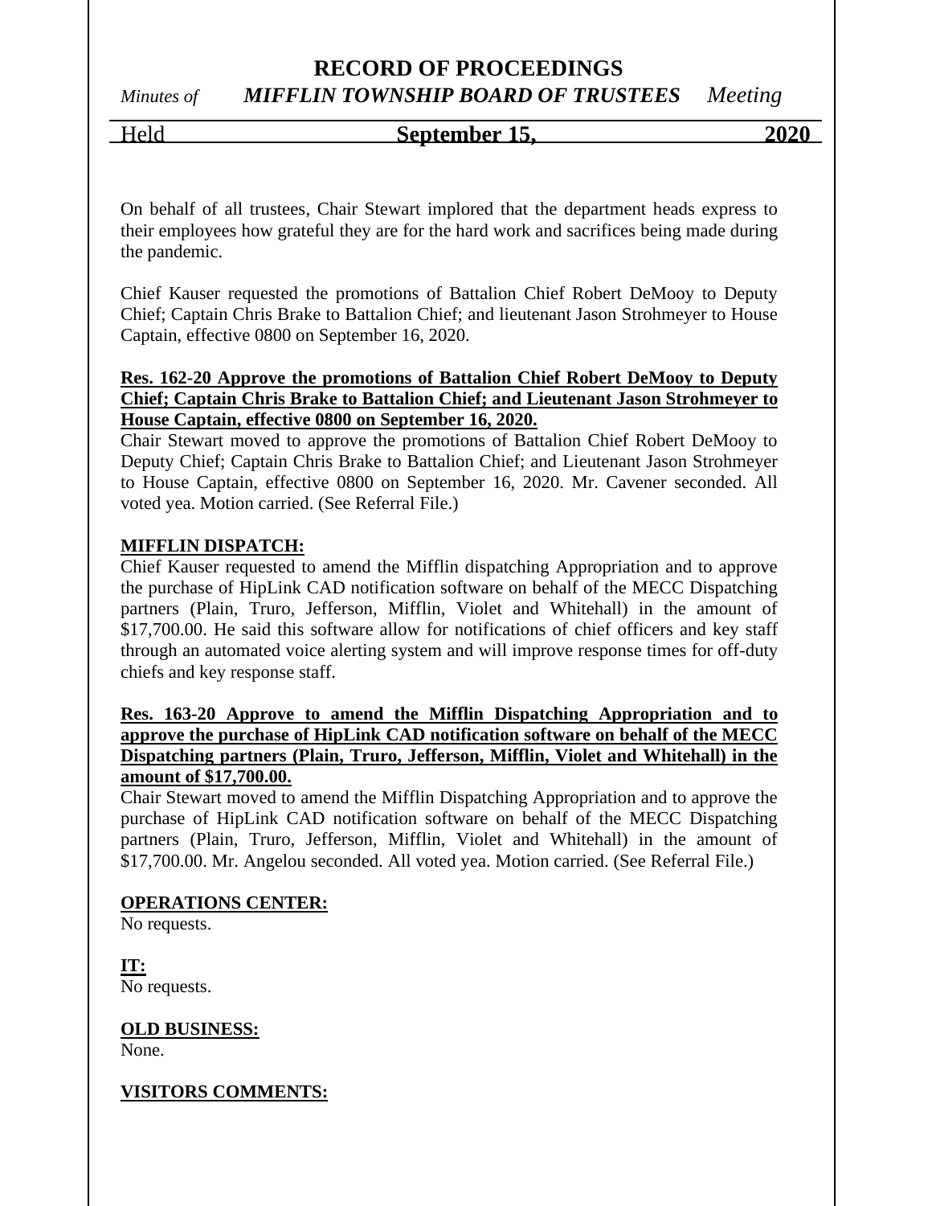On behalf of all trustees, Chair Stewart implored that the department heads express to their employees how grateful they are for the hard work and sacrifices being made during the pandemic.

Chief Kauser requested the promotions of Battalion Chief Robert DeMooy to Deputy Chief; Captain Chris Brake to Battalion Chief; and lieutenant Jason Strohmeyer to House Captain, effective 0800 on September 16, 2020.

**Res. 162-20 Approve the promotions of Battalion Chief Robert DeMooy to Deputy Chief; Captain Chris Brake to Battalion Chief; and Lieutenant Jason Strohmeyer to House Captain, effective 0800 on September 16, 2020.**
Chair Stewart moved to approve the promotions of Battalion Chief Robert DeMooy to Deputy Chief; Captain Chris Brake to Battalion Chief; and Lieutenant Jason Strohmeyer to House Captain, effective 0800 on September 16, 2020. Mr. Cavener seconded. All voted yea. Motion carried. (See Referral File.)

**MIFFLIN DISPATCH:**
Chief Kauser requested to amend the Mifflin dispatching Appropriation and to approve the purchase of HipLink CAD notification software on behalf of the MECC Dispatching partners (Plain, Truro, Jefferson, Mifflin, Violet and Whitehall) in the amount of $17,700.00. He said this software allow for notifications of chief officers and key staff through an automated voice alerting system and will improve response times for off-duty chiefs and key response staff.

**Res. 163-20 Approve to amend the Mifflin Dispatching Appropriation and to approve the purchase of HipLink CAD notification software on behalf of the MECC Dispatching partners (Plain, Truro, Jefferson, Mifflin, Violet and Whitehall) in the amount of $17,700.00.**
Chair Stewart moved to amend the Mifflin Dispatching Appropriation and to approve the purchase of HipLink CAD notification software on behalf of the MECC Dispatching partners (Plain, Truro, Jefferson, Mifflin, Violet and Whitehall) in the amount of $17,700.00. Mr. Angelou seconded. All voted yea. Motion carried. (See Referral File.)

**OPERATIONS CENTER:**
No requests.

**IT:**
No requests.

**OLD BUSINESS:**
None.

**VISITORS COMMENTS:**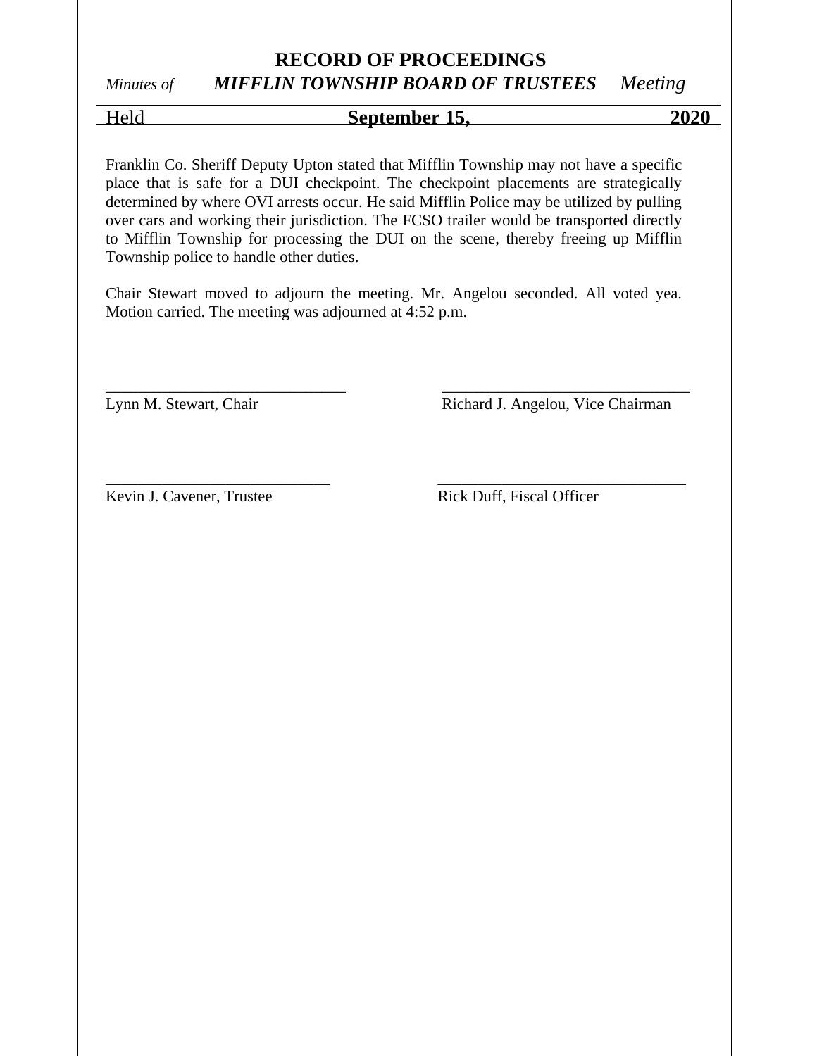Franklin Co. Sheriff Deputy Upton stated that Mifflin Township may not have a specific place that is safe for a DUI checkpoint. The checkpoint placements are strategically determined by where OVI arrests occur. He said Mifflin Police may be utilized by pulling over cars and working their jurisdiction. The FCSO trailer would be transported directly to Mifflin Township for processing the DUI on the scene, thereby freeing up Mifflin Township police to handle other duties.

Chair Stewart moved to adjourn the meeting. Mr. Angelou seconded. All voted yea. Motion carried. The meeting was adjourned at 4:52 p.m.

| | |
|---|---|
| ______________________________ | ______________________________ |
| Lynn M. Stewart, Chair | Richard J. Angelou, Vice Chairman |
| ______________________________ | ______________________________ |
| Kevin J. Cavener, Trustee | Rick Duff, Fiscal Officer |